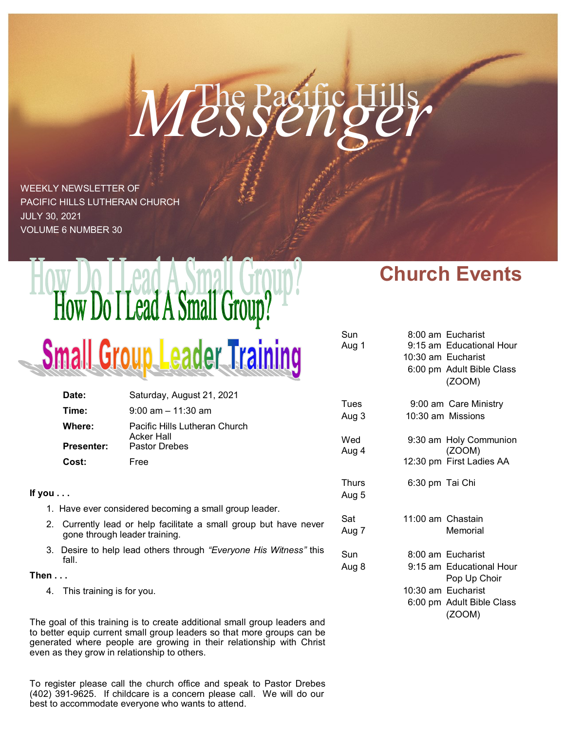# The Pacific Hills *Messenger*

WEEKLY NEWSLETTER OF
PACIFIC HILLS LUTHERAN CHURCH
JULY 30, 2021
VOLUME 6 NUMBER 30

## How Do I Lead A Small Group?

## Small Group Leader Training

| | |
|---|---|
| **Date:** | Saturday, August 21, 2021 |
| **Time:** | 9:00 am – 11:30 am |
| **Where:** | Pacific Hills Lutheran Church Acker Hall |
| **Presenter:** | Pastor Drebes |
| **Cost:** | Free |

**If you . . .**

1. Have ever considered becoming a small group leader.
2. Currently lead or help facilitate a small group but have never gone through leader training.
3. Desire to help lead others through *"Everyone His Witness"* this fall.

**Then . . .**

4. This training is for you.

The goal of this training is to create additional small group leaders and to better equip current small group leaders so that more groups can be generated where people are growing in their relationship with Christ even as they grow in relationship to others.

To register please call the church office and speak to Pastor Drebes (402) 391-9625. If childcare is a concern please call. We will do our best to accommodate everyone who wants to attend.

## Church Events

| Day | Time | Event |
|---|---|---|
| Sun Aug 1 | 8:00 am | Eucharist |
| | 9:15 am | Educational Hour |
| | 10:30 am | Eucharist |
| | 6:00 pm | Adult Bible Class (ZOOM) |
| Tues Aug 3 | 9:00 am | Care Ministry |
| | 10:30 am | Missions |
| Wed Aug 4 | 9:30 am | Holy Communion (ZOOM) |
| | 12:30 pm | First Ladies AA |
| Thurs Aug 5 | 6:30 pm | Tai Chi |
| Sat Aug 7 | 11:00 am | Chastain Memorial |
| Sun Aug 8 | 8:00 am | Eucharist |
| | 9:15 am | Educational Hour Pop Up Choir |
| | 10:30 am | Eucharist |
| | 6:00 pm | Adult Bible Class (ZOOM) |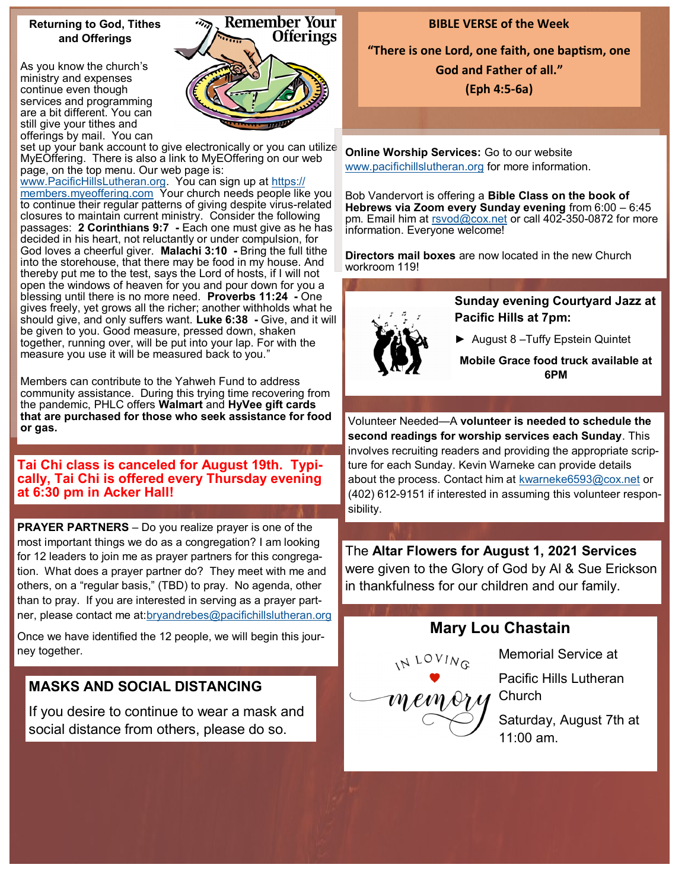## Returning to God, Tithes and Offerings

Remember Your Offerings

As you know the church's ministry and expenses continue even though services and programming are a bit different. You can still give your tithes and offerings by mail. You can set up your bank account to give electronically or you can utilize MyEOffering. There is also a link to MyEOffering on our web page, on the top menu. Our web page is: www.PacificHillsLutheran.org. You can sign up at https://members.myeoffering.com Your church needs people like you to continue their regular patterns of giving despite virus-related closures to maintain current ministry. Consider the following passages: **2 Corinthians 9:7 -** Each one must give as he has decided in his heart, not reluctantly or under compulsion, for God loves a cheerful giver. **Malachi 3:10 -** Bring the full tithe into the storehouse, that there may be food in my house. And thereby put me to the test, says the Lord of hosts, if I will not open the windows of heaven for you and pour down for you a blessing until there is no more need. **Proverbs 11:24 -** One gives freely, yet grows all the richer; another withholds what he should give, and only suffers want. **Luke 6:38 -** Give, and it will be given to you. Good measure, pressed down, shaken together, running over, will be put into your lap. For with the measure you use it will be measured back to you."

Members can contribute to the Yahweh Fund to address community assistance. During this trying time recovering from the pandemic, PHLC offers **Walmart** and **HyVee gift cards that are purchased for those who seek assistance for food or gas.**

**Tai Chi class is canceled for August 19th. Typically, Tai Chi is offered every Thursday evening at 6:30 pm in Acker Hall!**

**PRAYER PARTNERS** – Do you realize prayer is one of the most important things we do as a congregation? I am looking for 12 leaders to join me as prayer partners for this congregation. What does a prayer partner do? They meet with me and others, on a "regular basis," (TBD) to pray. No agenda, other than to pray. If you are interested in serving as a prayer partner, please contact me at:bryandrebes@pacifichillslutheran.org

Once we have identified the 12 people, we will begin this journey together.

## MASKS AND SOCIAL DISTANCING

If you desire to continue to wear a mask and social distance from others, please do so.

## BIBLE VERSE of the Week

**"There is one Lord, one faith, one baptism, one God and Father of all."**
**(Eph 4:5-6a)**

**Online Worship Services:** Go to our website www.pacifichillslutheran.org for more information.

Bob Vandervort is offering a **Bible Class on the book of Hebrews via Zoom every Sunday evening** from 6:00 – 6:45 pm. Email him at rsvod@cox.net or call 402-350-0872 for more information. Everyone welcome!

**Directors mail boxes** are now located in the new Church workroom 119!

**Sunday evening Courtyard Jazz at Pacific Hills at 7pm:**

- August 8 –Tuffy Epstein Quintet

**Mobile Grace food truck available at 6PM**

Volunteer Needed—A **volunteer is needed to schedule the second readings for worship services each Sunday**. This involves recruiting readers and providing the appropriate scripture for each Sunday. Kevin Warneke can provide details about the process. Contact him at kwarneke6593@cox.net or (402) 612-9151 if interested in assuming this volunteer responsibility.

The **Altar Flowers for August 1, 2021 Services** were given to the Glory of God by Al & Sue Erickson in thankfulness for our children and our family.

## Mary Lou Chastain

In Loving Memory

Memorial Service at Pacific Hills Lutheran Church

Saturday, August 7th at 11:00 am.